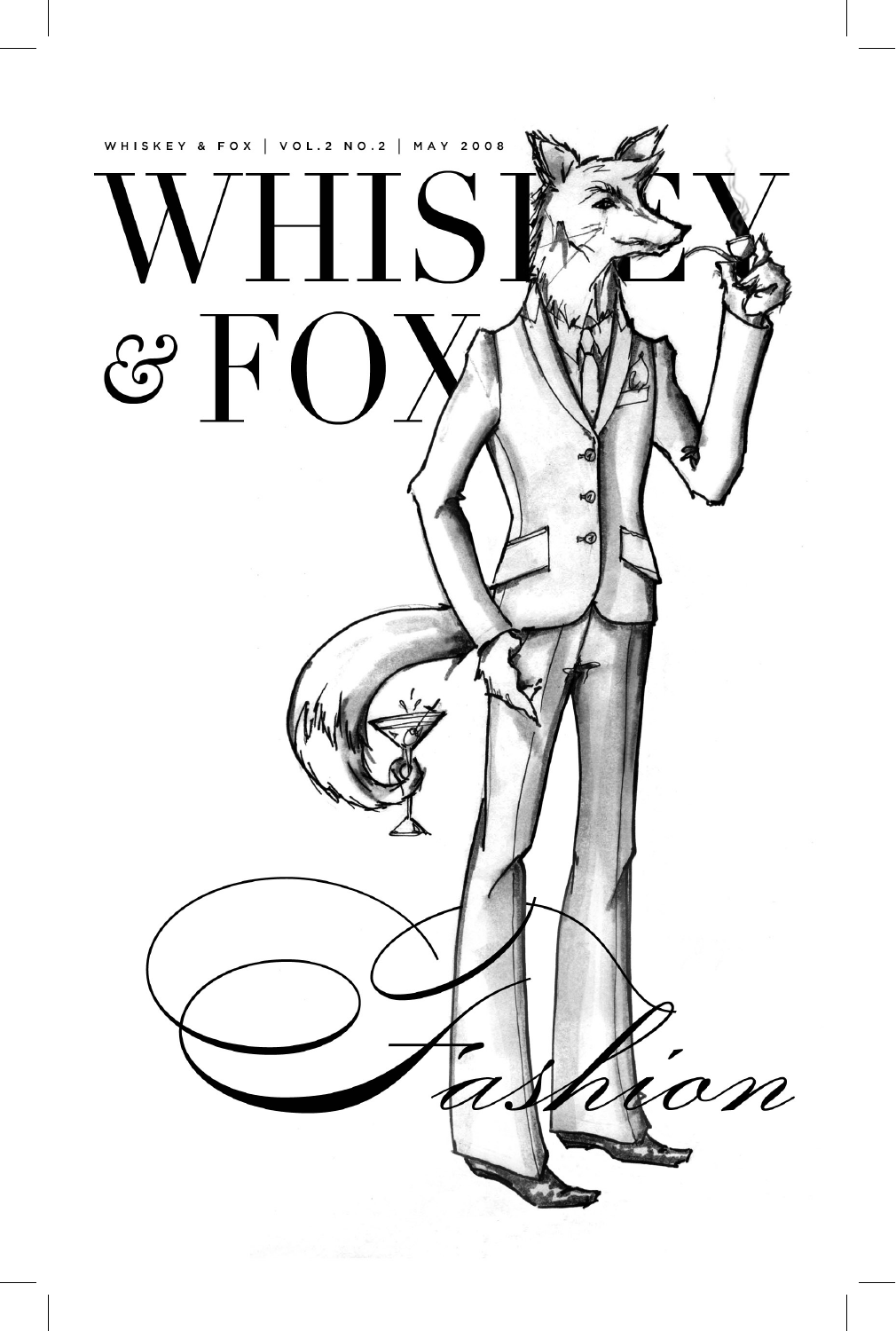WHISKEY & FOX | VOL.2 NO.2 | MAY 2008

# WHISKEY & FOX

## *Fashion*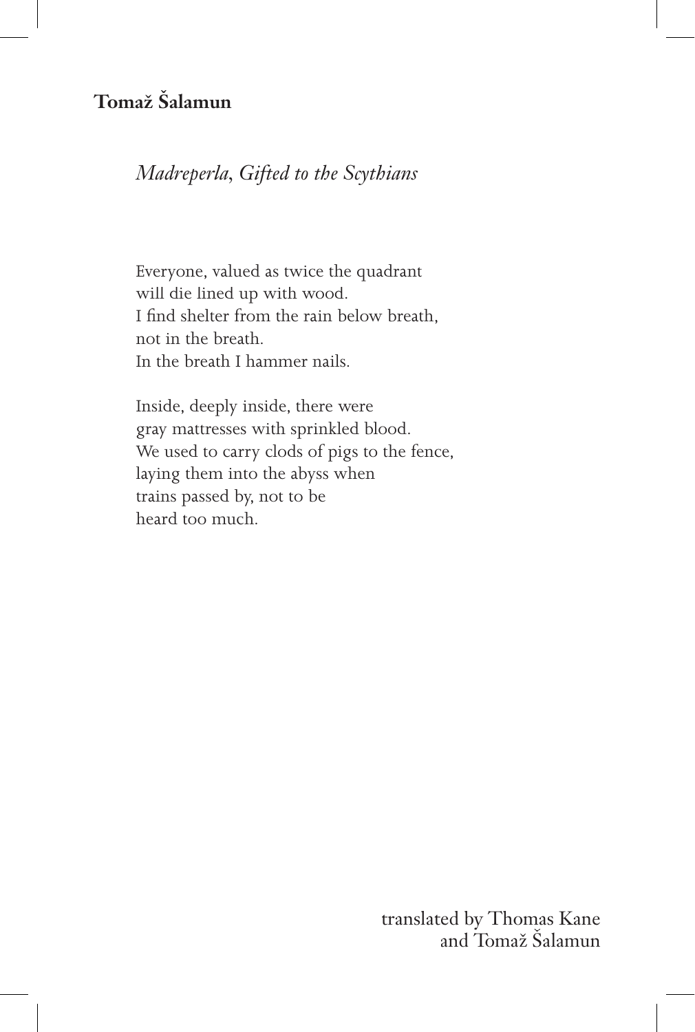**Tomaž Šalamun**

*Madreperla, Gifted to the Scythians*

Everyone, valued as twice the quadrant  
will die lined up with wood.  
I find shelter from the rain below breath,  
not in the breath.  
In the breath I hammer nails.

Inside, deeply inside, there were  
gray mattresses with sprinkled blood.  
We used to carry clods of pigs to the fence,  
laying them into the abyss when  
trains passed by, not to be  
heard too much.

translated by Thomas Kane  
and Tomaž Šalamun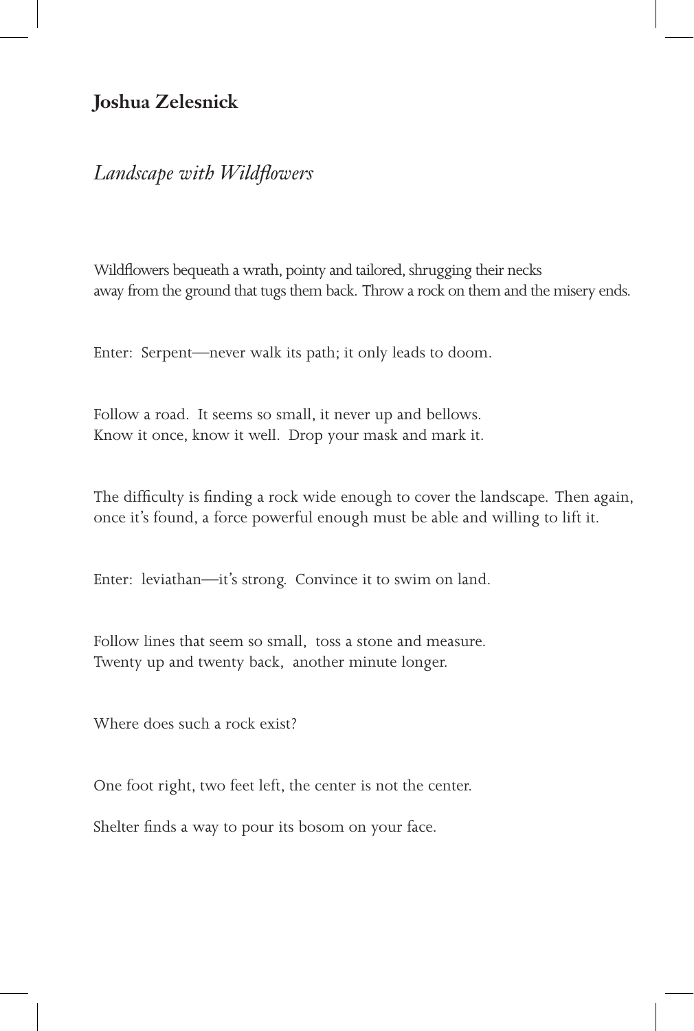**Joshua Zelesnick**

*Landscape with Wildflowers*

Wildflowers bequeath a wrath, pointy and tailored, shrugging their necks
away from the ground that tugs them back. Throw a rock on them and the misery ends.

Enter: Serpent—never walk its path; it only leads to doom.

Follow a road. It seems so small, it never up and bellows.
Know it once, know it well. Drop your mask and mark it.

The difficulty is finding a rock wide enough to cover the landscape. Then again,
once it's found, a force powerful enough must be able and willing to lift it.

Enter: leviathan—it's strong. Convince it to swim on land.

Follow lines that seem so small, toss a stone and measure.
Twenty up and twenty back, another minute longer.

Where does such a rock exist?

One foot right, two feet left, the center is not the center.

Shelter finds a way to pour its bosom on your face.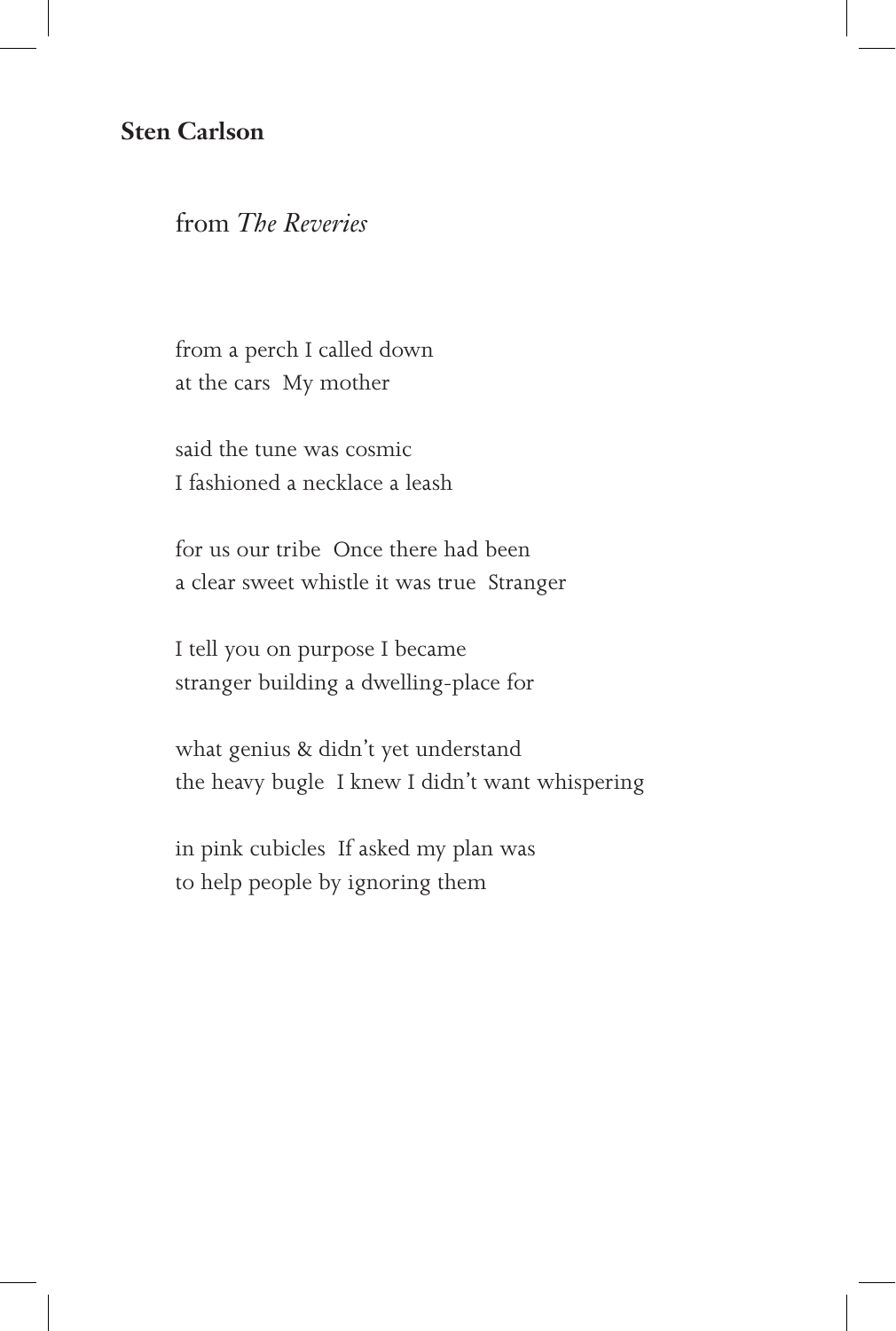**Sten Carlson**

from *The Reveries*

from a perch I called down
at the cars  My mother

said the tune was cosmic
I fashioned a necklace a leash

for us our tribe  Once there had been
a clear sweet whistle it was true  Stranger

I tell you on purpose I became
stranger building a dwelling-place for

what genius & didn't yet understand
the heavy bugle  I knew I didn't want whispering

in pink cubicles  If asked my plan was
to help people by ignoring them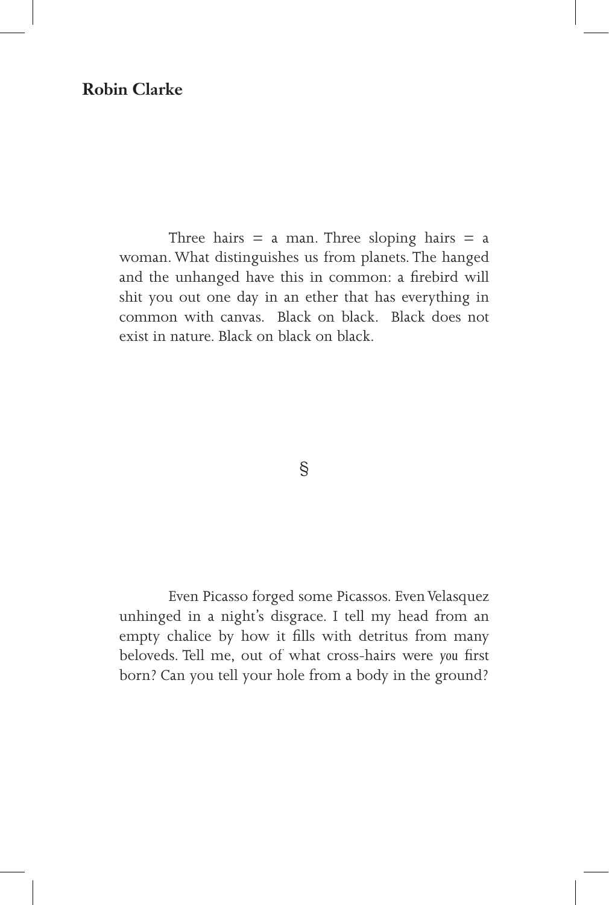**Robin Clarke**

Three hairs = a man. Three sloping hairs = a woman. What distinguishes us from planets. The hanged and the unhanged have this in common: a firebird will shit you out one day in an ether that has everything in common with canvas. Black on black. Black does not exist in nature. Black on black on black.

§

Even Picasso forged some Picassos. Even Velasquez unhinged in a night's disgrace. I tell my head from an empty chalice by how it fills with detritus from many beloveds. Tell me, out of what cross-hairs were *you* first born? Can you tell your hole from a body in the ground?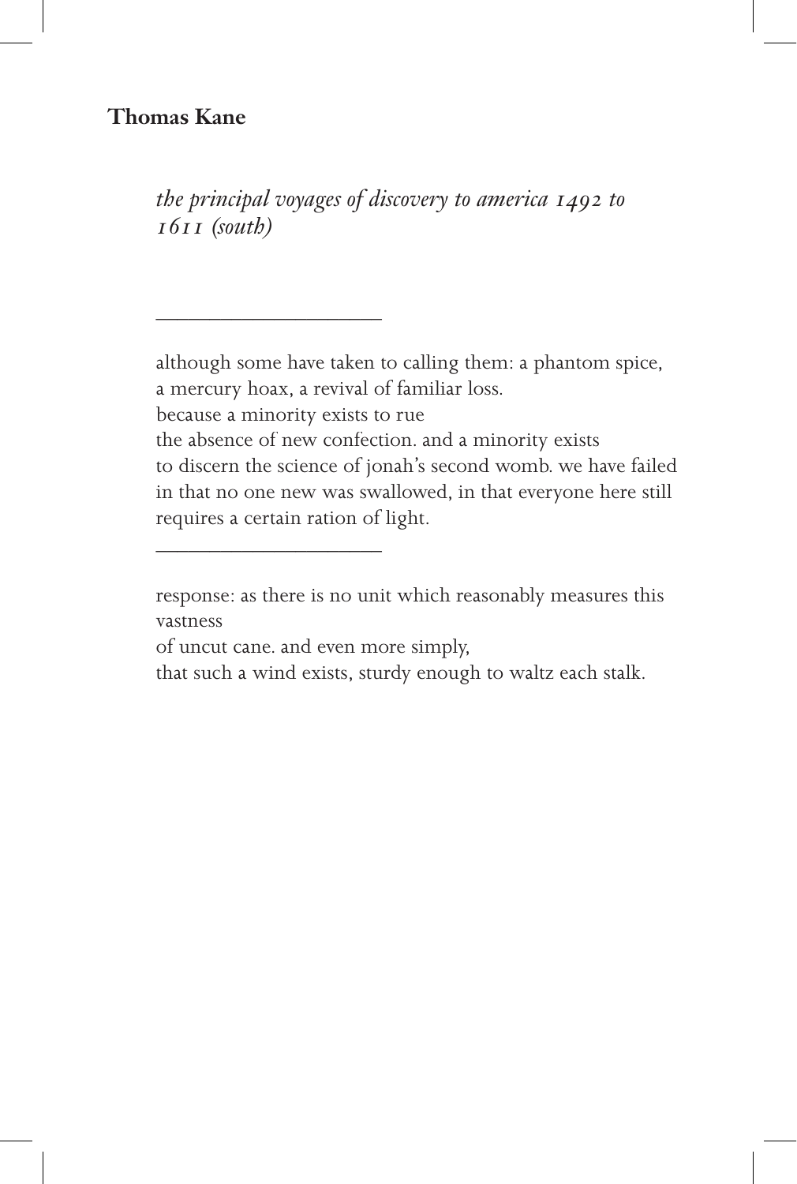**Thomas Kane**

*the principal voyages of discovery to america 1492 to 1611 (south)*

---

although some have taken to calling them: a phantom spice,
a mercury hoax, a revival of familiar loss.
because a minority exists to rue
the absence of new confection. and a minority exists
to discern the science of jonah's second womb. we have failed
in that no one new was swallowed, in that everyone here still
requires a certain ration of light.

---

response: as there is no unit which reasonably measures this vastness
of uncut cane. and even more simply,
that such a wind exists, sturdy enough to waltz each stalk.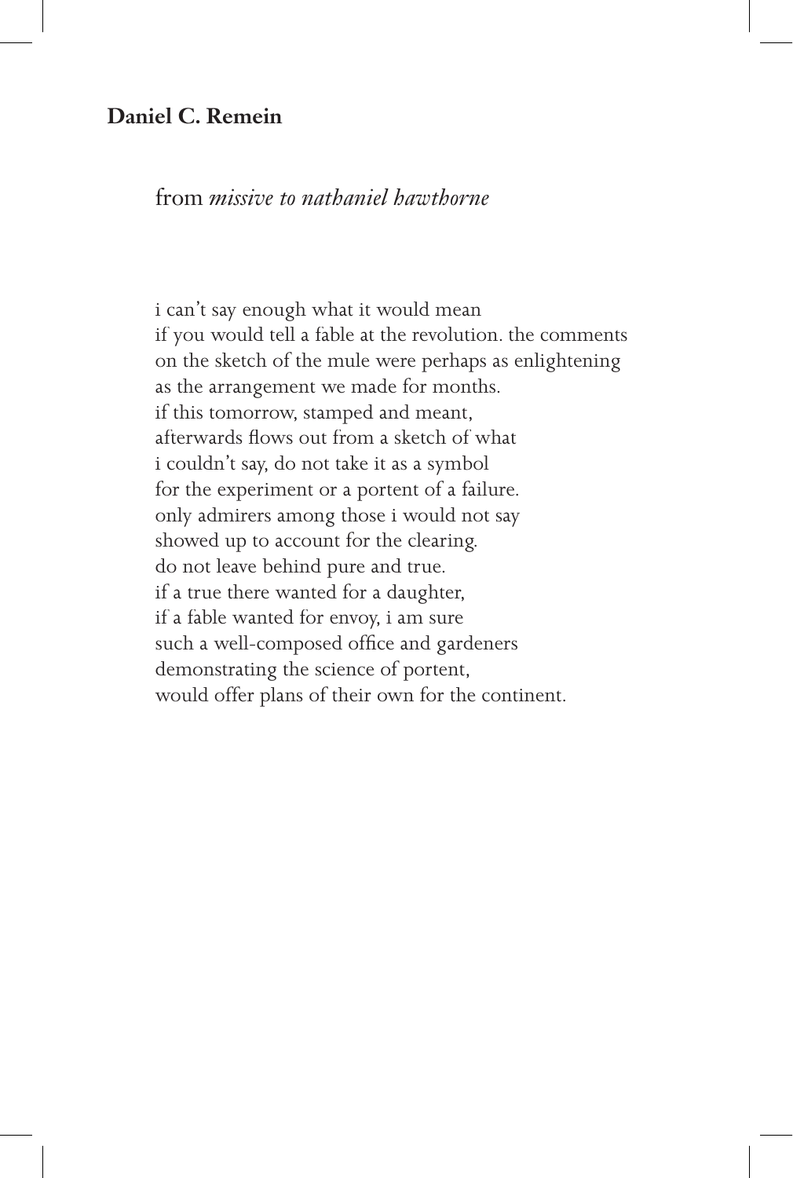**Daniel C. Remein**

from *missive to nathaniel hawthorne*

i can't say enough what it would mean  
if you would tell a fable at the revolution. the comments  
on the sketch of the mule were perhaps as enlightening  
as the arrangement we made for months.  
if this tomorrow, stamped and meant,  
afterwards flows out from a sketch of what  
i couldn't say, do not take it as a symbol  
for the experiment or a portent of a failure.  
only admirers among those i would not say  
showed up to account for the clearing.  
do not leave behind pure and true.  
if a true there wanted for a daughter,  
if a fable wanted for envoy, i am sure  
such a well-composed office and gardeners  
demonstrating the science of portent,  
would offer plans of their own for the continent.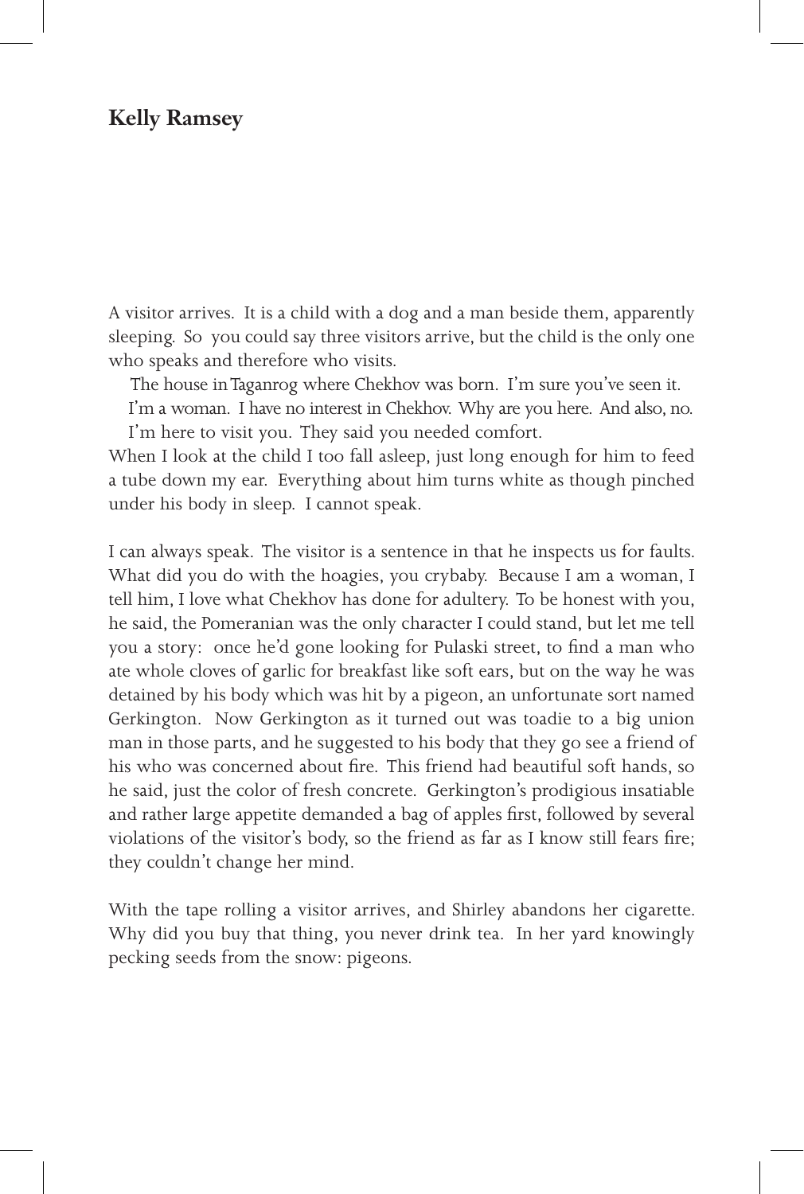## Kelly Ramsey

A visitor arrives. It is a child with a dog and a man beside them, apparently sleeping. So you could say three visitors arrive, but the child is the only one who speaks and therefore who visits.

The house in Taganrog where Chekhov was born. I'm sure you've seen it.

I'm a woman. I have no interest in Chekhov. Why are you here. And also, no.

I'm here to visit you. They said you needed comfort.

When I look at the child I too fall asleep, just long enough for him to feed a tube down my ear. Everything about him turns white as though pinched under his body in sleep. I cannot speak.

I can always speak. The visitor is a sentence in that he inspects us for faults. What did you do with the hoagies, you crybaby. Because I am a woman, I tell him, I love what Chekhov has done for adultery. To be honest with you, he said, the Pomeranian was the only character I could stand, but let me tell you a story: once he'd gone looking for Pulaski street, to find a man who ate whole cloves of garlic for breakfast like soft ears, but on the way he was detained by his body which was hit by a pigeon, an unfortunate sort named Gerkington. Now Gerkington as it turned out was toadie to a big union man in those parts, and he suggested to his body that they go see a friend of his who was concerned about fire. This friend had beautiful soft hands, so he said, just the color of fresh concrete. Gerkington's prodigious insatiable and rather large appetite demanded a bag of apples first, followed by several violations of the visitor's body, so the friend as far as I know still fears fire; they couldn't change her mind.

With the tape rolling a visitor arrives, and Shirley abandons her cigarette. Why did you buy that thing, you never drink tea. In her yard knowingly pecking seeds from the snow: pigeons.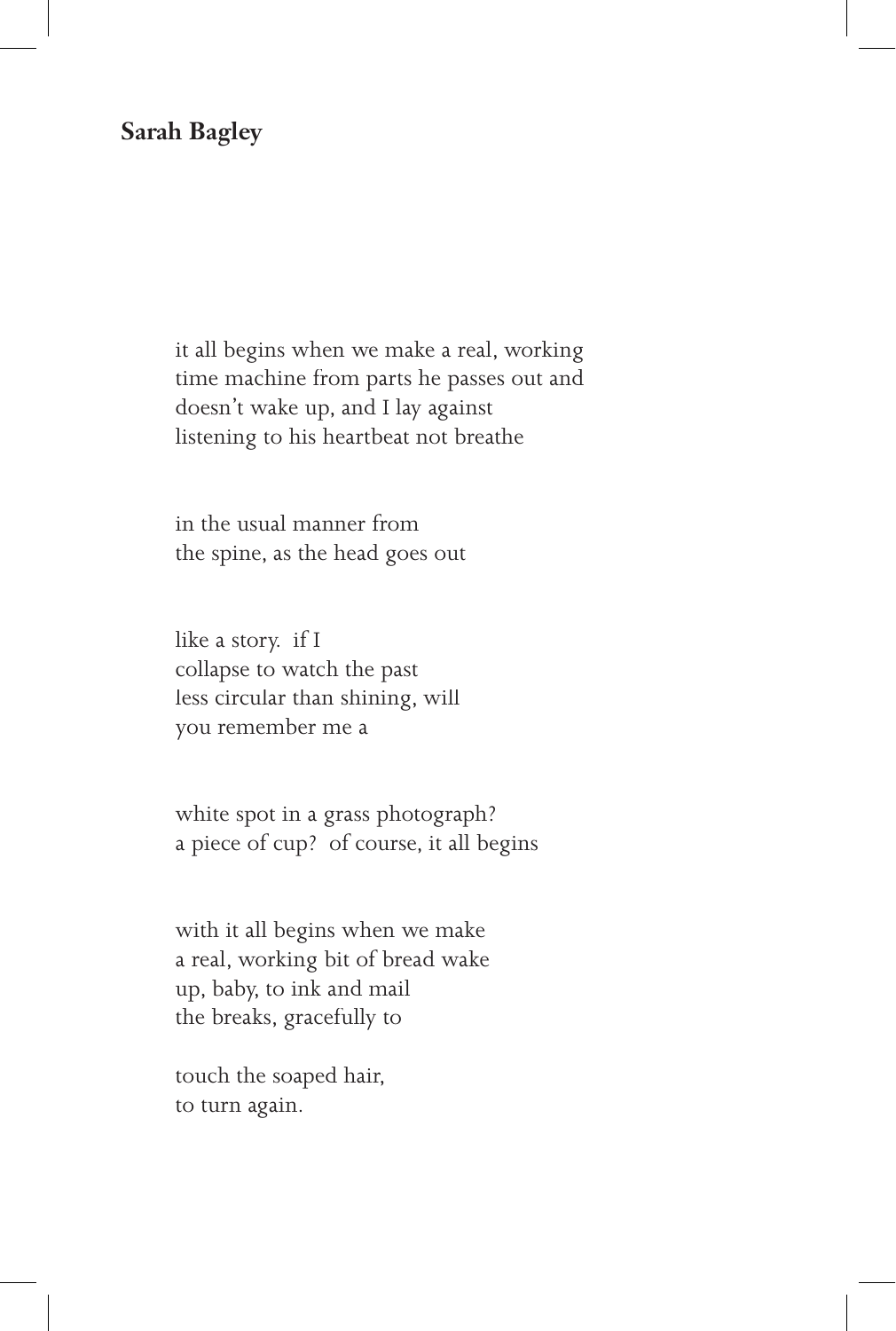## Sarah Bagley

it all begins when we make a real, working  
time machine from parts he passes out and  
doesn't wake up, and I lay against  
listening to his heartbeat not breathe

in the usual manner from  
the spine, as the head goes out

like a story. if I  
collapse to watch the past  
less circular than shining, will  
you remember me a

white spot in a grass photograph?  
a piece of cup? of course, it all begins

with it all begins when we make  
a real, working bit of bread wake  
up, baby, to ink and mail  
the breaks, gracefully to

touch the soaped hair,  
to turn again.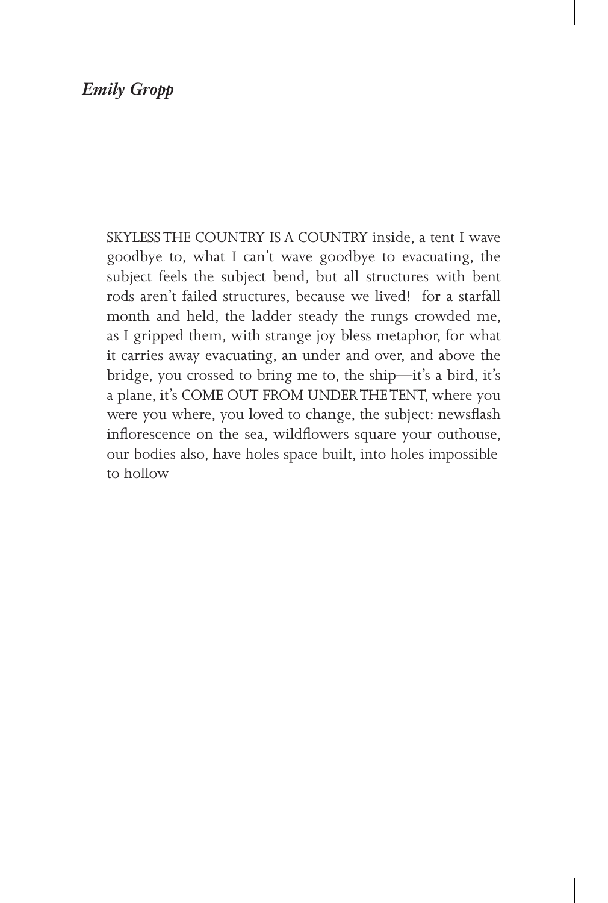*Emily Gropp*

SKYLESS THE COUNTRY IS A COUNTRY inside, a tent I wave goodbye to, what I can't wave goodbye to evacuating, the subject feels the subject bend, but all structures with bent rods aren't failed structures, because we lived! for a starfall month and held, the ladder steady the rungs crowded me, as I gripped them, with strange joy bless metaphor, for what it carries away evacuating, an under and over, and above the bridge, you crossed to bring me to, the ship—it's a bird, it's a plane, it's COME OUT FROM UNDER THE TENT, where you were you where, you loved to change, the subject: newsflash inflorescence on the sea, wildflowers square your outhouse, our bodies also, have holes space built, into holes impossible to hollow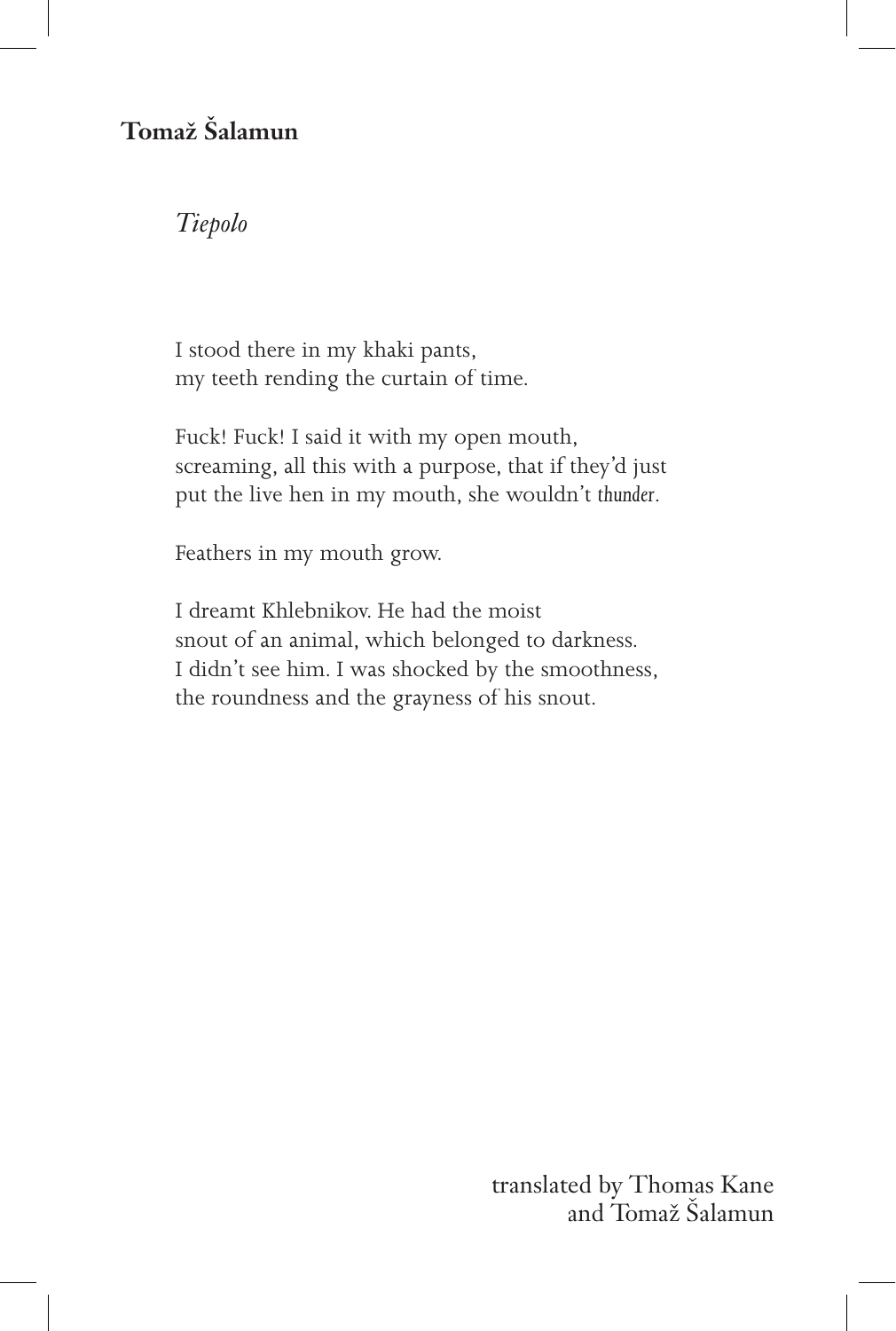## Tomaž Šalamun

### *Tiepolo*

I stood there in my khaki pants,
my teeth rending the curtain of time.

Fuck! Fuck! I said it with my open mouth,
screaming, all this with a purpose, that if they'd just
put the live hen in my mouth, she wouldn't *thunder*.

Feathers in my mouth grow.

I dreamt Khlebnikov. He had the moist
snout of an animal, which belonged to darkness.
I didn't see him. I was shocked by the smoothness,
the roundness and the grayness of his snout.

translated by Thomas Kane
and Tomaž Šalamun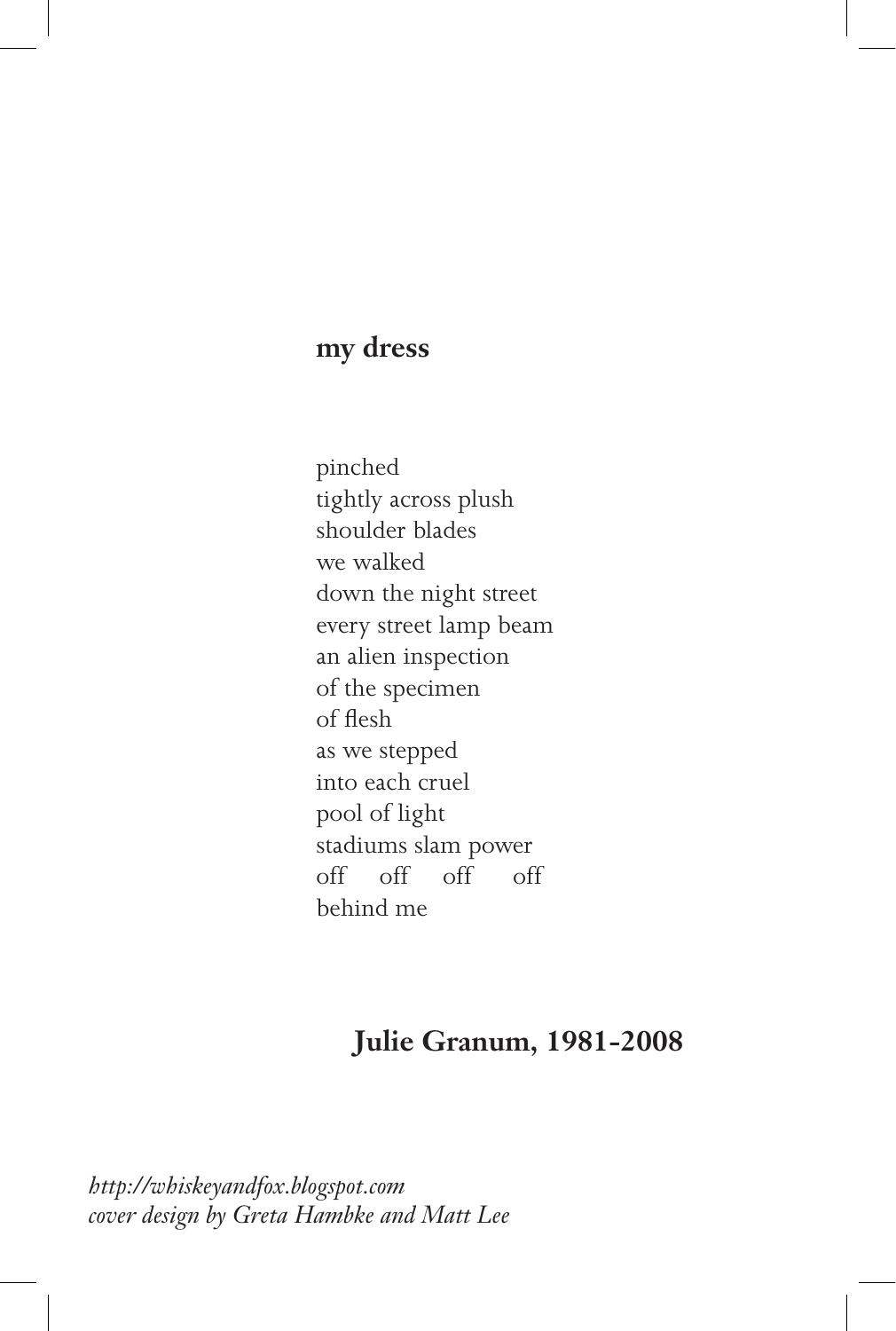## my dress

pinched  
tightly across plush  
shoulder blades  
we walked  
down the night street  
every street lamp beam  
an alien inspection  
of the specimen  
of flesh  
as we stepped  
into each cruel  
pool of light  
stadiums slam power  
off     off     off     off  
behind me

**Julie Granum, 1981-2008**

*http://whiskeyandfox.blogspot.com*  
*cover design by Greta Hambke and Matt Lee*